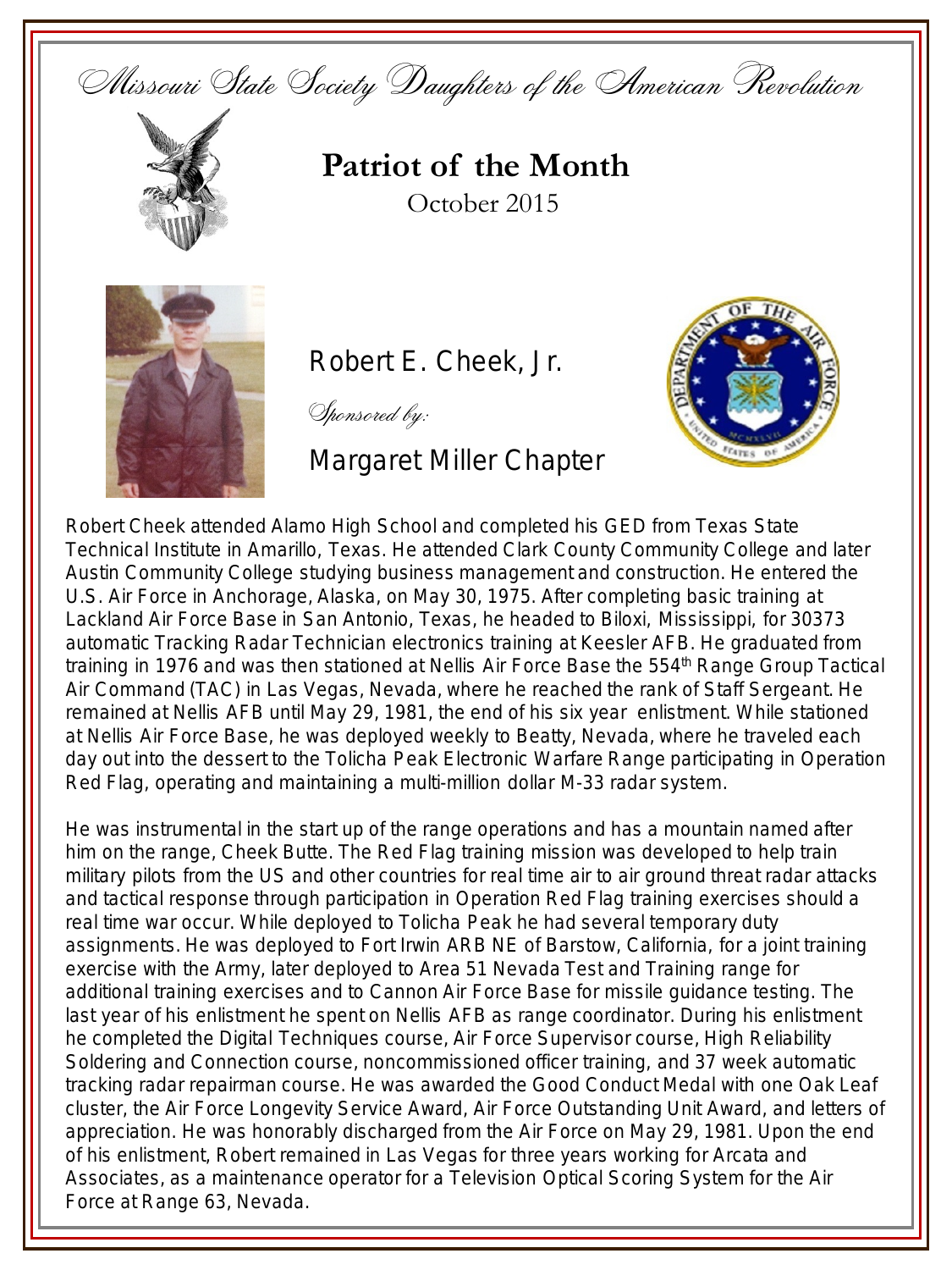*Missouri State Society Daughters of the American Revolution*

# Patriot of the Month

October 2015

## Robert E. Cheek, Jr.

*Sponsored by:*

Margaret Miller Chapter

Robert Cheek attended Alamo High School and completed his GED from Texas State Technical Institute in Amarillo, Texas. He attended Clark County Community College and later Austin Community College studying business management and construction. He entered the U.S. Air Force in Anchorage, Alaska, on May 30, 1975. After completing basic training at Lackland Air Force Base in San Antonio, Texas, he headed to Biloxi, Mississippi, for 30373 automatic Tracking Radar Technician electronics training at Keesler AFB. He graduated from training in 1976 and was then stationed at Nellis Air Force Base the 554th Range Group Tactical Air Command (TAC) in Las Vegas, Nevada, where he reached the rank of Staff Sergeant. He remained at Nellis AFB until May 29, 1981, the end of his six year enlistment. While stationed at Nellis Air Force Base, he was deployed weekly to Beatty, Nevada, where he traveled each day out into the dessert to the Tolicha Peak Electronic Warfare Range participating in Operation Red Flag, operating and maintaining a multi-million dollar M-33 radar system.

He was instrumental in the start up of the range operations and has a mountain named after him on the range, Cheek Butte. The Red Flag training mission was developed to help train military pilots from the US and other countries for real time air to air ground threat radar attacks and tactical response through participation in Operation Red Flag training exercises should a real time war occur. While deployed to Tolicha Peak he had several temporary duty assignments. He was deployed to Fort Irwin ARB NE of Barstow, California, for a joint training exercise with the Army, later deployed to Area 51 Nevada Test and Training range for additional training exercises and to Cannon Air Force Base for missile guidance testing. The last year of his enlistment he spent on Nellis AFB as range coordinator. During his enlistment he completed the Digital Techniques course, Air Force Supervisor course, High Reliability Soldering and Connection course, noncommissioned officer training, and 37 week automatic tracking radar repairman course. He was awarded the Good Conduct Medal with one Oak Leaf cluster, the Air Force Longevity Service Award, Air Force Outstanding Unit Award, and letters of appreciation. He was honorably discharged from the Air Force on May 29, 1981. Upon the end of his enlistment, Robert remained in Las Vegas for three years working for Arcata and Associates, as a maintenance operator for a Television Optical Scoring System for the Air Force at Range 63, Nevada.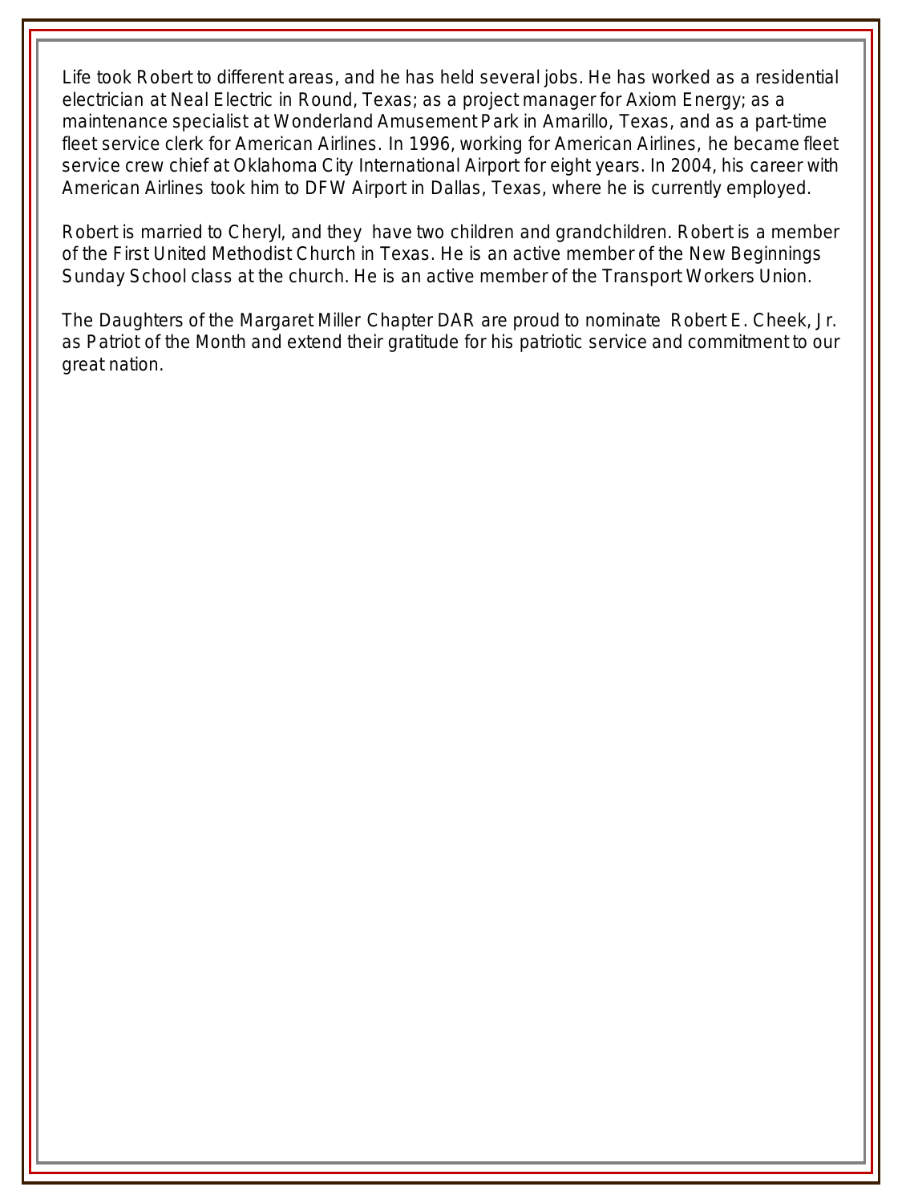Life took Robert to different areas, and he has held several jobs. He has worked as a residential electrician at Neal Electric in Round, Texas; as a project manager for Axiom Energy; as a maintenance specialist at Wonderland Amusement Park in Amarillo, Texas, and as a part-time fleet service clerk for American Airlines. In 1996, working for American Airlines, he became fleet service crew chief at Oklahoma City International Airport for eight years. In 2004, his career with American Airlines took him to DFW Airport in Dallas, Texas, where he is currently employed.

Robert is married to Cheryl, and they have two children and grandchildren. Robert is a member of the First United Methodist Church in Texas. He is an active member of the New Beginnings Sunday School class at the church. He is an active member of the Transport Workers Union.

The Daughters of the Margaret Miller Chapter DAR are proud to nominate Robert E. Cheek, Jr. as Patriot of the Month and extend their gratitude for his patriotic service and commitment to our great nation.